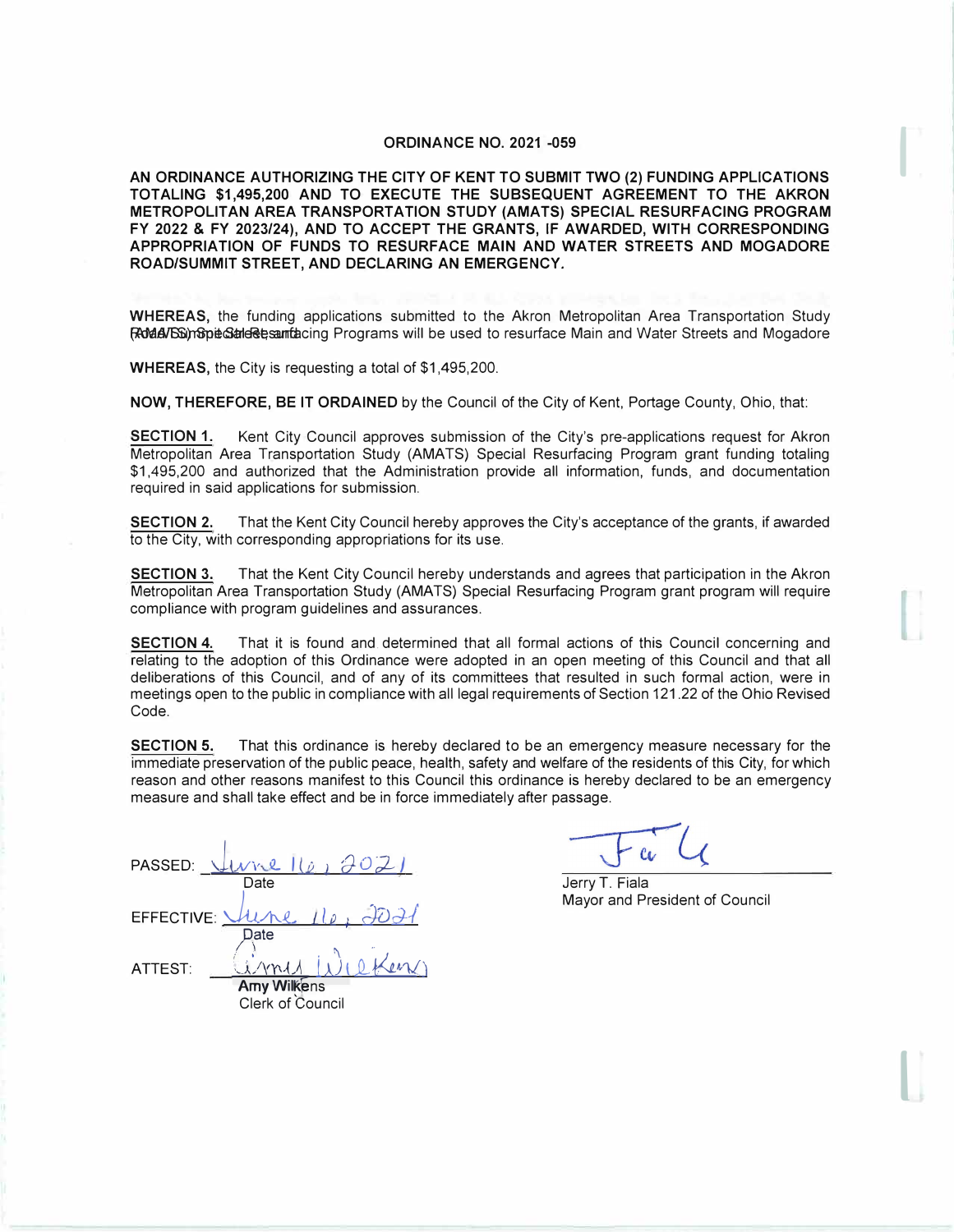**ORDINANCE NO. 2021 -059**

**AN ORDINANCE AUTHORIZING THE CITY OF KENT TO SUBMIT TWO (2) FUNDING APPLICATIONS TOTALING $1,495,200 AND TO EXECUTE THE SUBSEQUENT AGREEMENT TO THE AKRON METROPOLITAN AREA TRANSPORTATION STUDY (AMATS) SPECIAL RESURFACING PROGRAM FY 2022 & FY 2023/24), AND TO ACCEPT THE GRANTS, IF AWARDED, WITH CORRESPONDING APPROPRIATION OF FUNDS TO RESURFACE MAIN AND WATER STREETS AND MOGADORE ROAD/SUMMIT STREET, AND DECLARING AN EMERGENCY.**

**WHEREAS,** the funding applications submitted to the Akron Metropolitan Area Transportation Study (AMATS) Special Resurfacing Programs will be used to resurface Main and Water Streets and Mogadore Road/Summit Street; and

**WHEREAS,** the City is requesting a total of $1,495,200.

**NOW, THEREFORE, BE IT ORDAINED** by the Council of the City of Kent, Portage County, Ohio, that:

**SECTION 1.** Kent City Council approves submission of the City's pre-applications request for Akron Metropolitan Area Transportation Study (AMATS) Special Resurfacing Program grant funding totaling $1,495,200 and authorized that the Administration provide all information, funds, and documentation required in said applications for submission.

**SECTION 2.** That the Kent City Council hereby approves the City's acceptance of the grants, if awarded to the City, with corresponding appropriations for its use.

**SECTION 3.** That the Kent City Council hereby understands and agrees that participation in the Akron Metropolitan Area Transportation Study (AMATS) Special Resurfacing Program grant program will require compliance with program guidelines and assurances.

**SECTION 4.** That it is found and determined that all formal actions of this Council concerning and relating to the adoption of this Ordinance were adopted in an open meeting of this Council and that all deliberations of this Council, and of any of its committees that resulted in such formal action, were in meetings open to the public in compliance with all legal requirements of Section 121.22 of the Ohio Revised Code.

**SECTION 5.** That this ordinance is hereby declared to be an emergency measure necessary for the immediate preservation of the public peace, health, safety and welfare of the residents of this City, for which reason and other reasons manifest to this Council this ordinance is hereby declared to be an emergency measure and shall take effect and be in force immediately after passage.

PASSED: June 16, 2021
Date

EFFECTIVE: June 16, 2021
Date

ATTEST: Amy Wilkens
Amy Wilkens
Clerk of Council

Jerry T. Fiala
Mayor and President of Council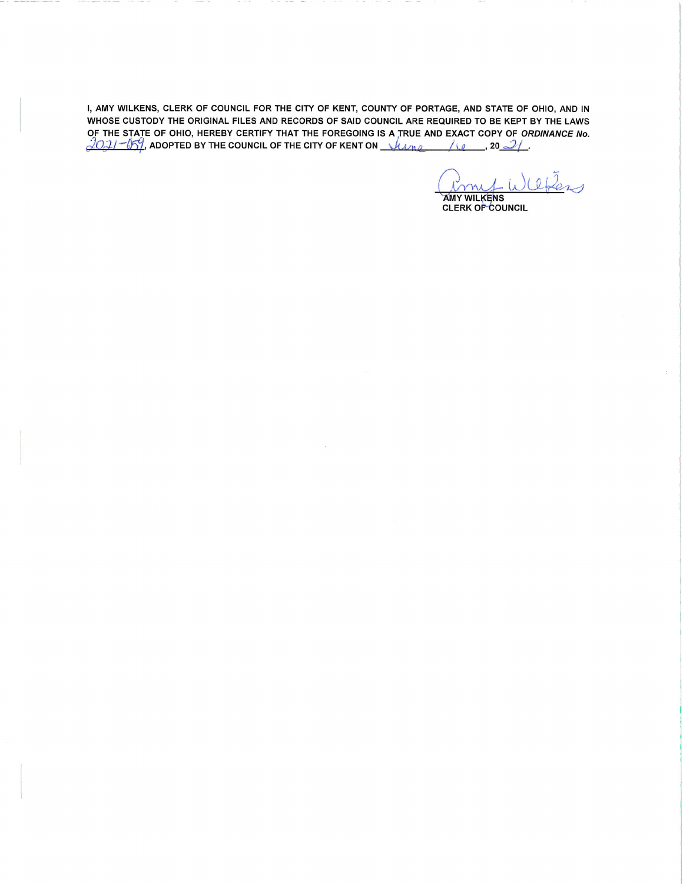I, AMY WILKENS, CLERK OF COUNCIL FOR THE CITY OF KENT, COUNTY OF PORTAGE, AND STATE OF OHIO, AND IN WHOSE CUSTODY THE ORIGINAL FILES AND RECORDS OF SAID COUNCIL ARE REQUIRED TO BE KEPT BY THE LAWS OF THE STATE OF OHIO, HEREBY CERTIFY THAT THE FOREGOING IS A TRUE AND EXACT COPY OF *ORDINANCE No.* 2021-059, ADOPTED BY THE COUNCIL OF THE CITY OF KENT ON June 16, 2021.

Amy Wilkens

AMY WILKENS
CLERK OF COUNCIL